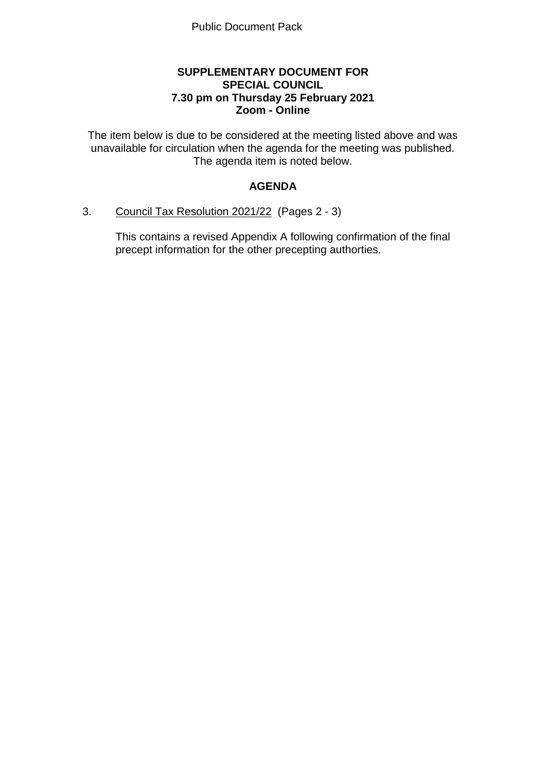Public Document Pack

**SUPPLEMENTARY DOCUMENT FOR**
**SPECIAL COUNCIL**
**7.30 pm on Thursday 25 February 2021**
**Zoom - Online**

The item below is due to be considered at the meeting listed above and was unavailable for circulation when the agenda for the meeting was published. The agenda item is noted below.

## AGENDA

3. Council Tax Resolution 2021/22 (Pages 2 - 3)

   This contains a revised Appendix A following confirmation of the final precept information for the other precepting authorties.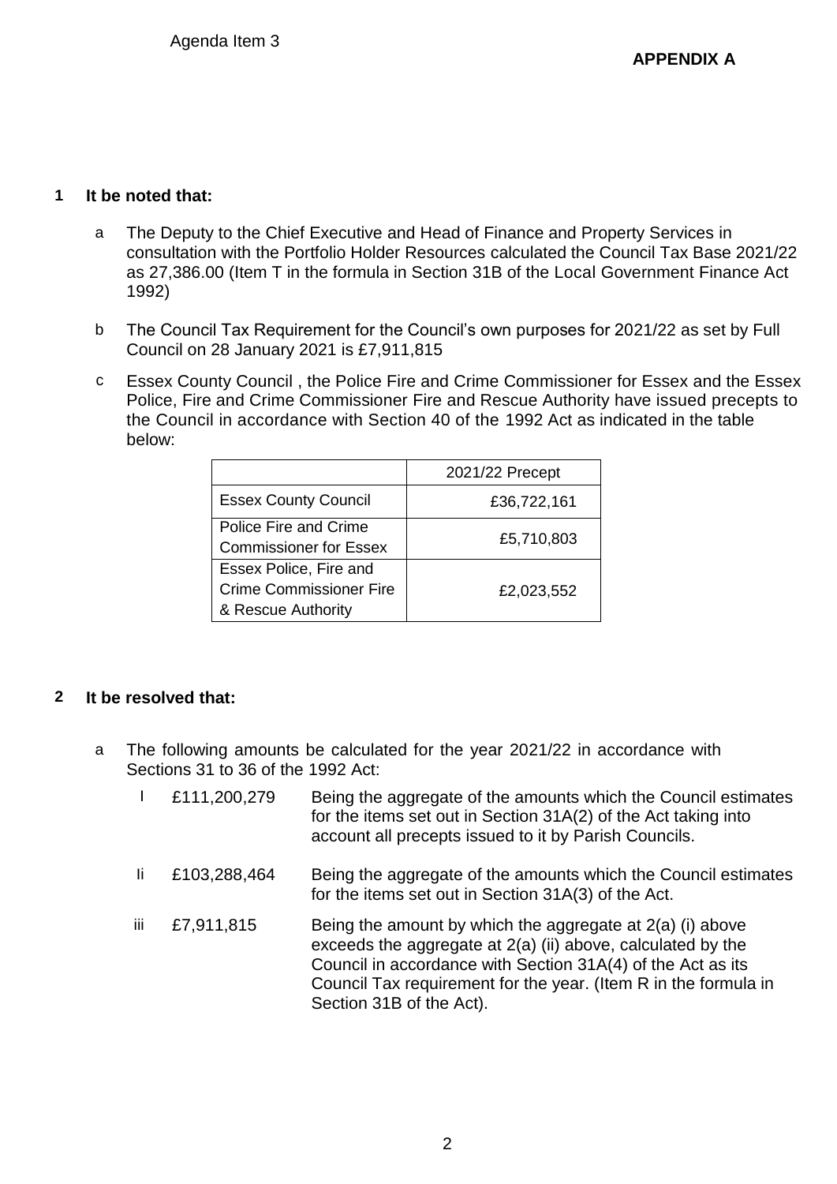Agenda Item 3

**APPENDIX A**

**1 It be noted that:**

a The Deputy to the Chief Executive and Head of Finance and Property Services in consultation with the Portfolio Holder Resources calculated the Council Tax Base 2021/22 as 27,386.00 (Item T in the formula in Section 31B of the Local Government Finance Act 1992)

b The Council Tax Requirement for the Council's own purposes for 2021/22 as set by Full Council on 28 January 2021 is £7,911,815

c Essex County Council , the Police Fire and Crime Commissioner for Essex and the Essex Police, Fire and Crime Commissioner Fire and Rescue Authority have issued precepts to the Council in accordance with Section 40 of the 1992 Act as indicated in the table below:

| | 2021/22 Precept |
|---|---|
| Essex County Council | £36,722,161 |
| Police Fire and Crime Commissioner for Essex | £5,710,803 |
| Essex Police, Fire and Crime Commissioner Fire & Rescue Authority | £2,023,552 |

**2 It be resolved that:**

a The following amounts be calculated for the year 2021/22 in accordance with Sections 31 to 36 of the 1992 Act:

| | | |
|---|---|---|
| I | £111,200,279 | Being the aggregate of the amounts which the Council estimates for the items set out in Section 31A(2) of the Act taking into account all precepts issued to it by Parish Councils. |
| Ii | £103,288,464 | Being the aggregate of the amounts which the Council estimates for the items set out in Section 31A(3) of the Act. |
| iii | £7,911,815 | Being the amount by which the aggregate at 2(a) (i) above exceeds the aggregate at 2(a) (ii) above, calculated by the Council in accordance with Section 31A(4) of the Act as its Council Tax requirement for the year. (Item R in the formula in Section 31B of the Act). |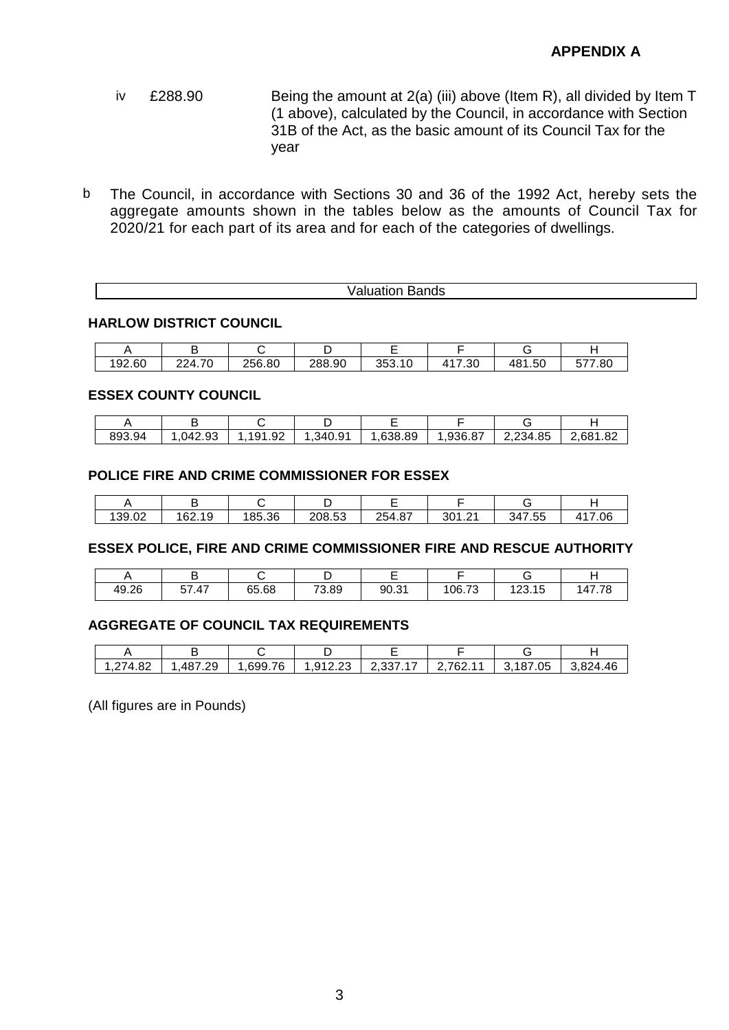**APPENDIX A**

iv £288.90 Being the amount at 2(a) (iii) above (Item R), all divided by Item T (1 above), calculated by the Council, in accordance with Section 31B of the Act, as the basic amount of its Council Tax for the year

b The Council, in accordance with Sections 30 and 36 of the 1992 Act, hereby sets the aggregate amounts shown in the tables below as the amounts of Council Tax for 2020/21 for each part of its area and for each of the categories of dwellings.

Valuation Bands

**HARLOW DISTRICT COUNCIL**

| A | B | C | D | E | F | G | H |
|---|---|---|---|---|---|---|---|
| 192.60 | 224.70 | 256.80 | 288.90 | 353.10 | 417.30 | 481.50 | 577.80 |

**ESSEX COUNTY COUNCIL**

| A | B | C | D | E | F | G | H |
|---|---|---|---|---|---|---|---|
| 893.94 | 1,042.93 | 1,191.92 | 1,340.91 | 1,638.89 | 1,936.87 | 2,234.85 | 2,681.82 |

**POLICE FIRE AND CRIME COMMISSIONER FOR ESSEX**

| A | B | C | D | E | F | G | H |
|---|---|---|---|---|---|---|---|
| 139.02 | 162.19 | 185.36 | 208.53 | 254.87 | 301.21 | 347.55 | 417.06 |

**ESSEX POLICE, FIRE AND CRIME COMMISSIONER FIRE AND RESCUE AUTHORITY**

| A | B | C | D | E | F | G | H |
|---|---|---|---|---|---|---|---|
| 49.26 | 57.47 | 65.68 | 73.89 | 90.31 | 106.73 | 123.15 | 147.78 |

**AGGREGATE OF COUNCIL TAX REQUIREMENTS**

| A | B | C | D | E | F | G | H |
|---|---|---|---|---|---|---|---|
| 1,274.82 | 1,487.29 | 1,699.76 | 1,912.23 | 2,337.17 | 2,762.11 | 3,187.05 | 3,824.46 |

(All figures are in Pounds)